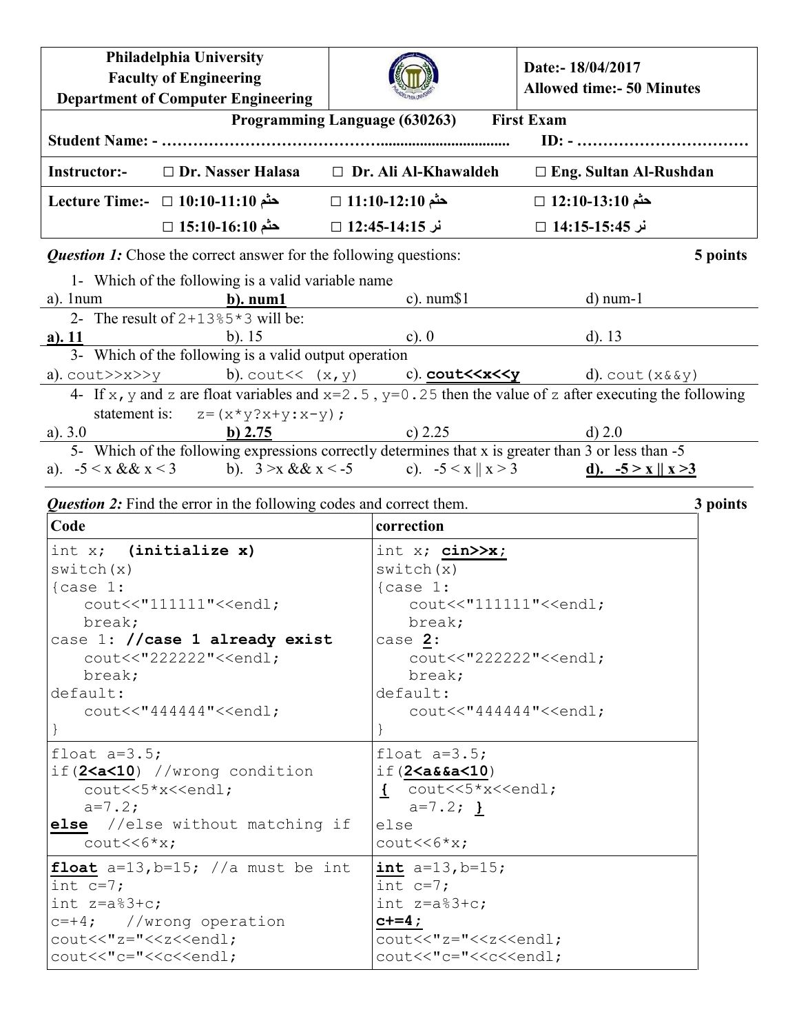| Philadelphia University<br>Faculty of Engineering<br>Department of Computer Engineering | | Date:- 18/04/2017<br>Allowed time:- 50 Minutes |
|---|---|---|

**Programming Language (630263) First Exam**

**Student Name: - ……………………………………………………………… ID: - ……………………………**

| Instructor:- | □ Dr. Nasser Halasa | □ Dr. Ali Al-Khawaldeh | □ Eng. Sultan Al-Rushdan |
|---|---|---|---|
| Lecture Time:- | □ 10:10-11:10 حثم | □ 11:10-12:10 حثم | □ 12:10-13:10 حثم |
| | □ 15:10-16:10 حثم | □ 12:45-14:15 نر | □ 14:15-15:45 نر |

***Question 1:*** Chose the correct answer for the following questions: **5 points**

1- Which of the following is a valid variable name

a). 1num **b). num1** c). num$1 d) num-1

2- The result of `2+13%5*3` will be:

**a). 11** b). 15 c). 0 d). 13

3- Which of the following is a valid output operation

a). `cout>>x>>y` b). `cout<< (x,y)` c). **`cout<<x<<y`** d). `cout(x&&y)`

4- If `x,y` and `z` are float variables and `x=2.5`, `y=0.25` then the value of `z` after executing the following statement is: `z=(x*y?x+y:x-y);`

a). 3.0 **b) 2.75** c) 2.25 d) 2.0

5- Which of the following expressions correctly determines that x is greater than 3 or less than -5

a). -5 < x && x < 3 b). 3 >x && x < -5 c). -5 < x || x > 3 **d). -5 > x || x >3**

***Question 2:*** Find the error in the following codes and correct them. **3 points**

| Code | correction |
|---|---|
| `int x;  (initialize x)`<br>`switch(x)`<br>`{case 1:`<br>`   cout<<"111111"<<endl;`<br>`   break;`<br>`case 1: //case 1 already exist`<br>`   cout<<"222222"<<endl;`<br>`   break;`<br>`default:`<br>`   cout<<"444444"<<endl;`<br>`}` | `int x; cin>>x;`<br>`switch(x)`<br>`{case 1:`<br>`   cout<<"111111"<<endl;`<br>`   break;`<br>`case 2:`<br>`   cout<<"222222"<<endl;`<br>`   break;`<br>`default:`<br>`   cout<<"444444"<<endl;`<br>`}` |
| `float a=3.5;`<br>`if(2<a<10) //wrong condition`<br>`   cout<<5*x<<endl;`<br>`   a=7.2;`<br>`else  //else without matching if`<br>`   cout<<6*x;` | `float a=3.5;`<br>`if(2<a&&a<10)`<br>`{  cout<<5*x<<endl;`<br>`   a=7.2; }`<br>`else`<br>`cout<<6*x;` |
| `float a=13,b=15; //a must be int`<br>`int c=7;`<br>`int z=a%3+c;`<br>`c=+4;   //wrong operation`<br>`cout<<"z="<<z<<endl;`<br>`cout<<"c="<<c<<endl;` | `int a=13,b=15;`<br>`int c=7;`<br>`int z=a%3+c;`<br>`c+=4;`<br>`cout<<"z="<<z<<endl;`<br>`cout<<"c="<<c<<endl;` |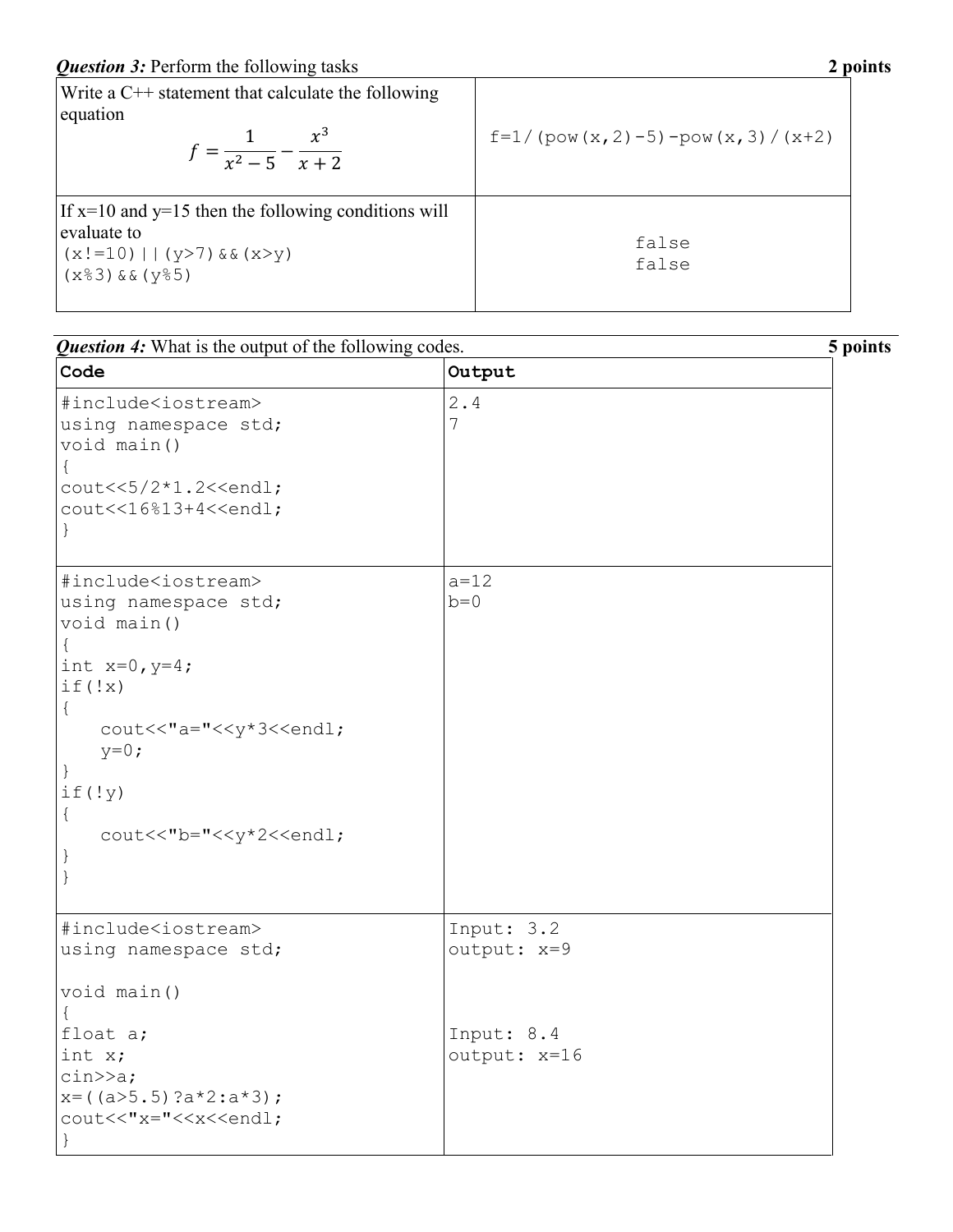***Question 3:*** Perform the following tasks **2 points**

| Write a C++ statement that calculate the following equation $$f = \frac{1}{x^2 - 5} - \frac{x^3}{x + 2}$$ | `f=1/(pow(x,2)-5)-pow(x,3)/(x+2)` |
|---|---|
| If x=10 and y=15 then the following conditions will evaluate to `(x!=10)||(y>7)&&(x>y)` `(x%3)&&(y%5)` | false<br>false |

***Question 4:*** What is the output of the following codes. **5 points**

| **Code** | **Output** |
|---|---|
| `#include<iostream>`<br>`using namespace std;`<br>`void main()`<br>`{`<br>`cout<<5/2*1.2<<endl;`<br>`cout<<16%13+4<<endl;`<br>`}` | 2.4<br>7 |
| `#include<iostream>`<br>`using namespace std;`<br>`void main()`<br>`{`<br>`int x=0,y=4;`<br>`if(!x)`<br>`{`<br>`    cout<<"a="<<y*3<<endl;`<br>`    y=0;`<br>`}`<br>`if(!y)`<br>`{`<br>`    cout<<"b="<<y*2<<endl;`<br>`}`<br>`}` | a=12<br>b=0 |
| `#include<iostream>`<br>`using namespace std;`<br><br>`void main()`<br>`{`<br>`float a;`<br>`int x;`<br>`cin>>a;`<br>`x=((a>5.5)?a*2:a*3);`<br>`cout<<"x="<<x<<endl;`<br>`}` | Input: 3.2<br>output: x=9<br><br><br>Input: 8.4<br>output: x=16 |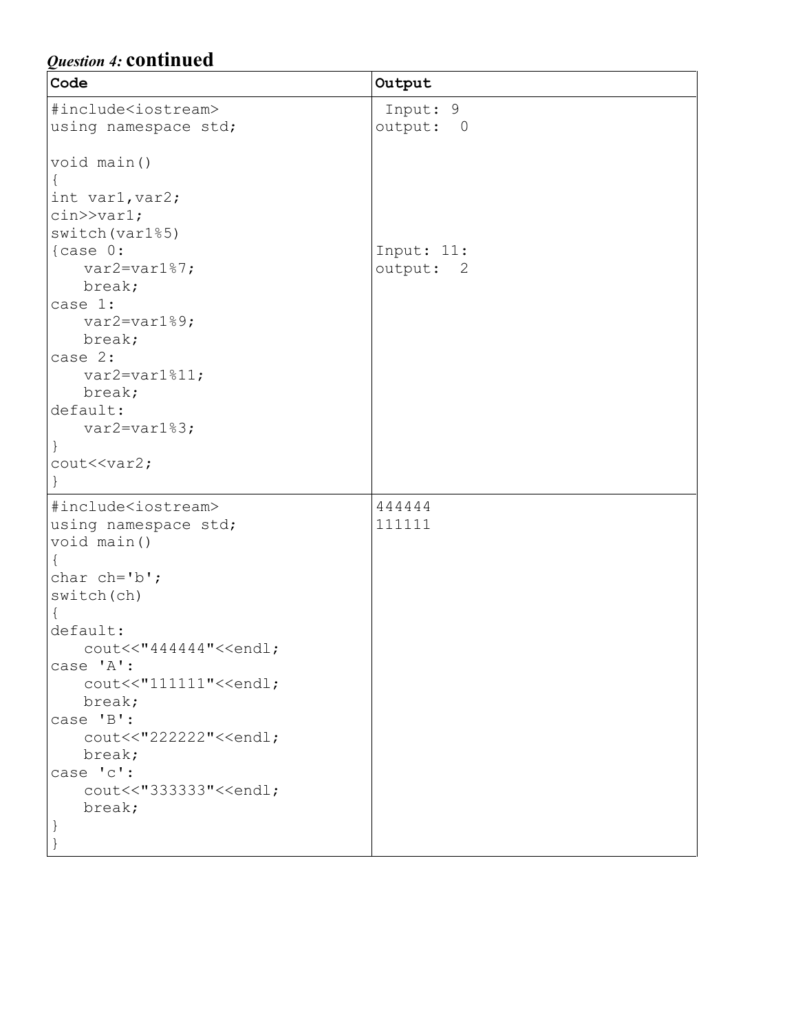### *Question 4:* **continued**

<table>
<tr><th>Code</th><th>Output</th></tr>
<tr><td>

```
#include<iostream>
using namespace std;

void main()
{
int var1,var2;
cin>>var1;
switch(var1%5)
{case 0:
    var2=var1%7;
    break;
case 1:
    var2=var1%9;
    break;
case 2:
    var2=var1%11;
    break;
default:
    var2=var1%3;
}
cout<<var2;
}
```

</td><td>

Input: 9<br>output: 0<br><br>Input: 11:<br>output: 2

</td></tr>
<tr><td>

```
#include<iostream>
using namespace std;
void main()
{
char ch='b';
switch(ch)
{
default:
    cout<<"444444"<<endl;
case 'A':
    cout<<"111111"<<endl;
    break;
case 'B':
    cout<<"222222"<<endl;
    break;
case 'c':
    cout<<"333333"<<endl;
    break;
}
}
```

</td><td>

444444<br>111111

</td></tr>
</table>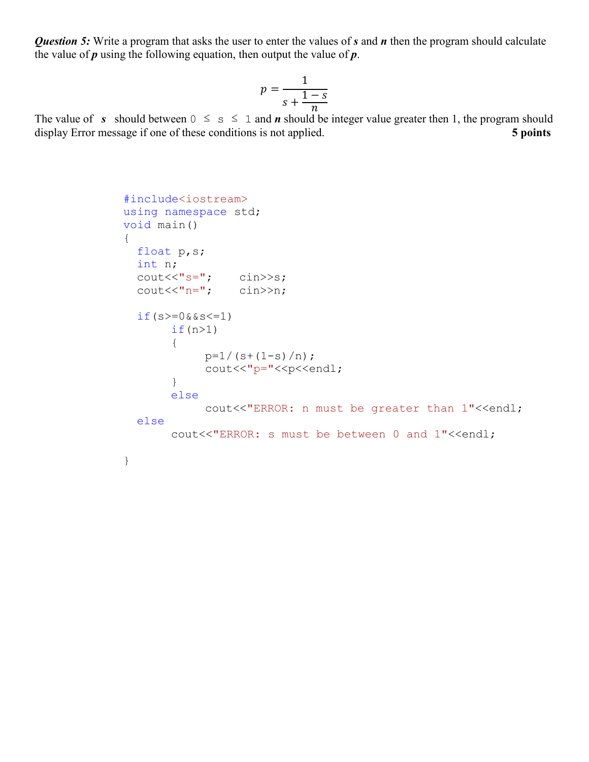***Question 5:*** Write a program that asks the user to enter the values of ***s*** and ***n*** then the program should calculate the value of ***p*** using the following equation, then output the value of ***p***.

$$p = \frac{1}{s + \frac{1-s}{n}}$$

The value of ***s*** should between $0 \leq s \leq 1$ and ***n*** should be integer value greater then 1, the program should display Error message if one of these conditions is not applied. **5 points**

```
#include<iostream>
using namespace std;
void main()
{
  float p,s;
  int n;
  cout<<"s=";    cin>>s;
  cout<<"n=";    cin>>n;

  if(s>=0&&s<=1)
       if(n>1)
       {
            p=1/(s+(1-s)/n);
            cout<<"p="<<p<<endl;
       }
       else
            cout<<"ERROR: n must be greater than 1"<<endl;
  else
       cout<<"ERROR: s must be between 0 and 1"<<endl;

}
```